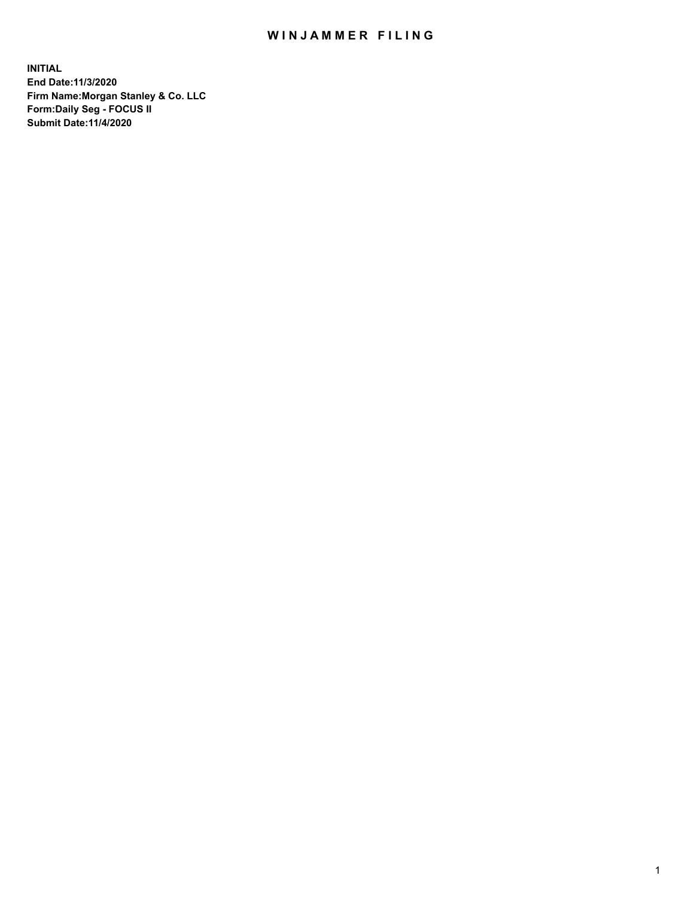# WINJAMMER FILING

**INITIAL**
**End Date:11/3/2020**
**Firm Name:Morgan Stanley & Co. LLC**
**Form:Daily Seg - FOCUS II**
**Submit Date:11/4/2020**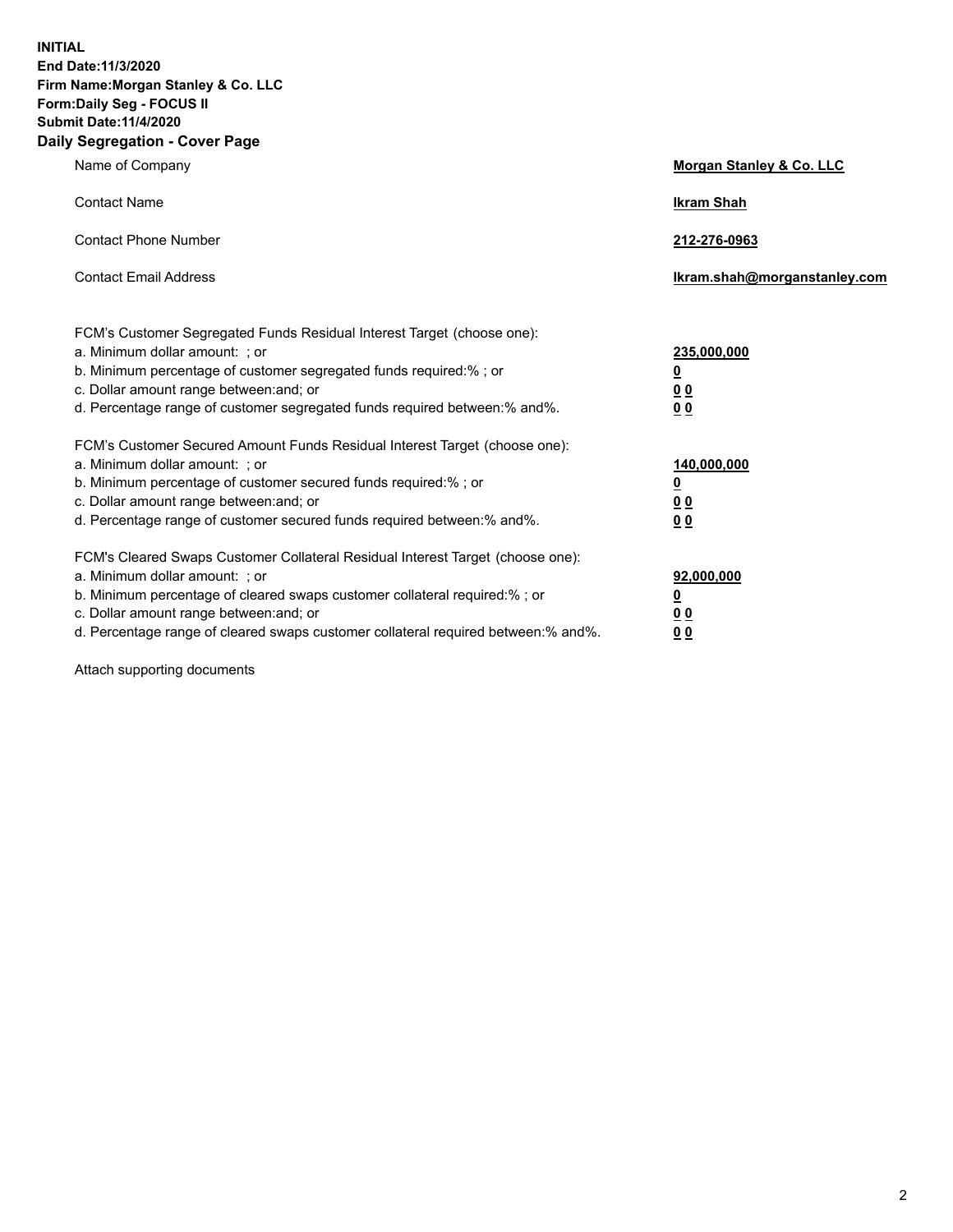**INITIAL**
**End Date:11/3/2020**
**Firm Name:Morgan Stanley & Co. LLC**
**Form:Daily Seg - FOCUS II**
**Submit Date:11/4/2020**

## Daily Segregation - Cover Page

| | |
|---|---|
| Name of Company | **Morgan Stanley & Co. LLC** |
| Contact Name | **Ikram Shah** |
| Contact Phone Number | **212-276-0963** |
| Contact Email Address | **Ikram.shah@morganstanley.com** |

| | |
|---|---|
| FCM's Customer Segregated Funds Residual Interest Target (choose one): | |
| a. Minimum dollar amount: ; or | **235,000,000** |
| b. Minimum percentage of customer segregated funds required:% ; or | **0** |
| c. Dollar amount range between:and; or | **0 0** |
| d. Percentage range of customer segregated funds required between:% and%. | **0 0** |
| FCM's Customer Secured Amount Funds Residual Interest Target (choose one): | |
| a. Minimum dollar amount: ; or | **140,000,000** |
| b. Minimum percentage of customer secured funds required:% ; or | **0** |
| c. Dollar amount range between:and; or | **0 0** |
| d. Percentage range of customer secured funds required between:% and%. | **0 0** |
| FCM's Cleared Swaps Customer Collateral Residual Interest Target (choose one): | |
| a. Minimum dollar amount: ; or | **92,000,000** |
| b. Minimum percentage of cleared swaps customer collateral required:% ; or | **0** |
| c. Dollar amount range between:and; or | **0 0** |
| d. Percentage range of cleared swaps customer collateral required between:% and%. | **0 0** |

Attach supporting documents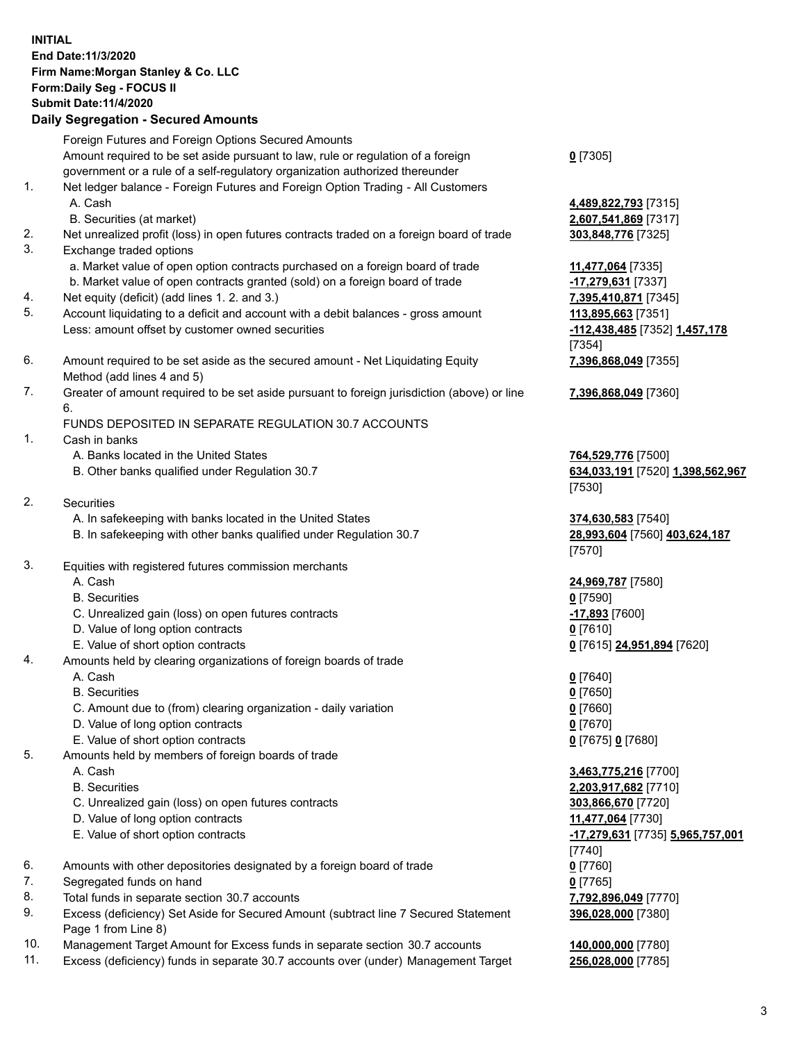**INITIAL**
**End Date:11/3/2020**
**Firm Name:Morgan Stanley & Co. LLC**
**Form:Daily Seg - FOCUS II**
**Submit Date:11/4/2020**

## Daily Segregation - Secured Amounts

| | | |
|---|---|---|
| | Foreign Futures and Foreign Options Secured Amounts | |
| | Amount required to be set aside pursuant to law, rule or regulation of a foreign government or a rule of a self-regulatory organization authorized thereunder | **0** [7305] |
| 1. | Net ledger balance - Foreign Futures and Foreign Option Trading - All Customers | |
| | A. Cash | **4,489,822,793** [7315] |
| | B. Securities (at market) | **2,607,541,869** [7317] |
| 2. | Net unrealized profit (loss) in open futures contracts traded on a foreign board of trade | **303,848,776** [7325] |
| 3. | Exchange traded options | |
| | a. Market value of open option contracts purchased on a foreign board of trade | **11,477,064** [7335] |
| | b. Market value of open contracts granted (sold) on a foreign board of trade | **-17,279,631** [7337] |
| 4. | Net equity (deficit) (add lines 1. 2. and 3.) | **7,395,410,871** [7345] |
| 5. | Account liquidating to a deficit and account with a debit balances - gross amount | **113,895,663** [7351] |
| | Less: amount offset by customer owned securities | **-112,438,485** [7352] **1,457,178** [7354] |
| 6. | Amount required to be set aside as the secured amount - Net Liquidating Equity Method (add lines 4 and 5) | **7,396,868,049** [7355] |
| 7. | Greater of amount required to be set aside pursuant to foreign jurisdiction (above) or line 6. | **7,396,868,049** [7360] |
| | FUNDS DEPOSITED IN SEPARATE REGULATION 30.7 ACCOUNTS | |
| 1. | Cash in banks | |
| | A. Banks located in the United States | **764,529,776** [7500] |
| | B. Other banks qualified under Regulation 30.7 | **634,033,191** [7520] **1,398,562,967** [7530] |
| 2. | Securities | |
| | A. In safekeeping with banks located in the United States | **374,630,583** [7540] |
| | B. In safekeeping with other banks qualified under Regulation 30.7 | **28,993,604** [7560] **403,624,187** [7570] |
| 3. | Equities with registered futures commission merchants | |
| | A. Cash | **24,969,787** [7580] |
| | B. Securities | **0** [7590] |
| | C. Unrealized gain (loss) on open futures contracts | **-17,893** [7600] |
| | D. Value of long option contracts | **0** [7610] |
| | E. Value of short option contracts | **0** [7615] **24,951,894** [7620] |
| 4. | Amounts held by clearing organizations of foreign boards of trade | |
| | A. Cash | **0** [7640] |
| | B. Securities | **0** [7650] |
| | C. Amount due to (from) clearing organization - daily variation | **0** [7660] |
| | D. Value of long option contracts | **0** [7670] |
| | E. Value of short option contracts | **0** [7675] **0** [7680] |
| 5. | Amounts held by members of foreign boards of trade | |
| | A. Cash | **3,463,775,216** [7700] |
| | B. Securities | **2,203,917,682** [7710] |
| | C. Unrealized gain (loss) on open futures contracts | **303,866,670** [7720] |
| | D. Value of long option contracts | **11,477,064** [7730] |
| | E. Value of short option contracts | **-17,279,631** [7735] **5,965,757,001** [7740] |
| 6. | Amounts with other depositories designated by a foreign board of trade | **0** [7760] |
| 7. | Segregated funds on hand | **0** [7765] |
| 8. | Total funds in separate section 30.7 accounts | **7,792,896,049** [7770] |
| 9. | Excess (deficiency) Set Aside for Secured Amount (subtract line 7 Secured Statement Page 1 from Line 8) | **396,028,000** [7380] |
| 10. | Management Target Amount for Excess funds in separate section 30.7 accounts | **140,000,000** [7780] |
| 11. | Excess (deficiency) funds in separate 30.7 accounts over (under) Management Target | **256,028,000** [7785] |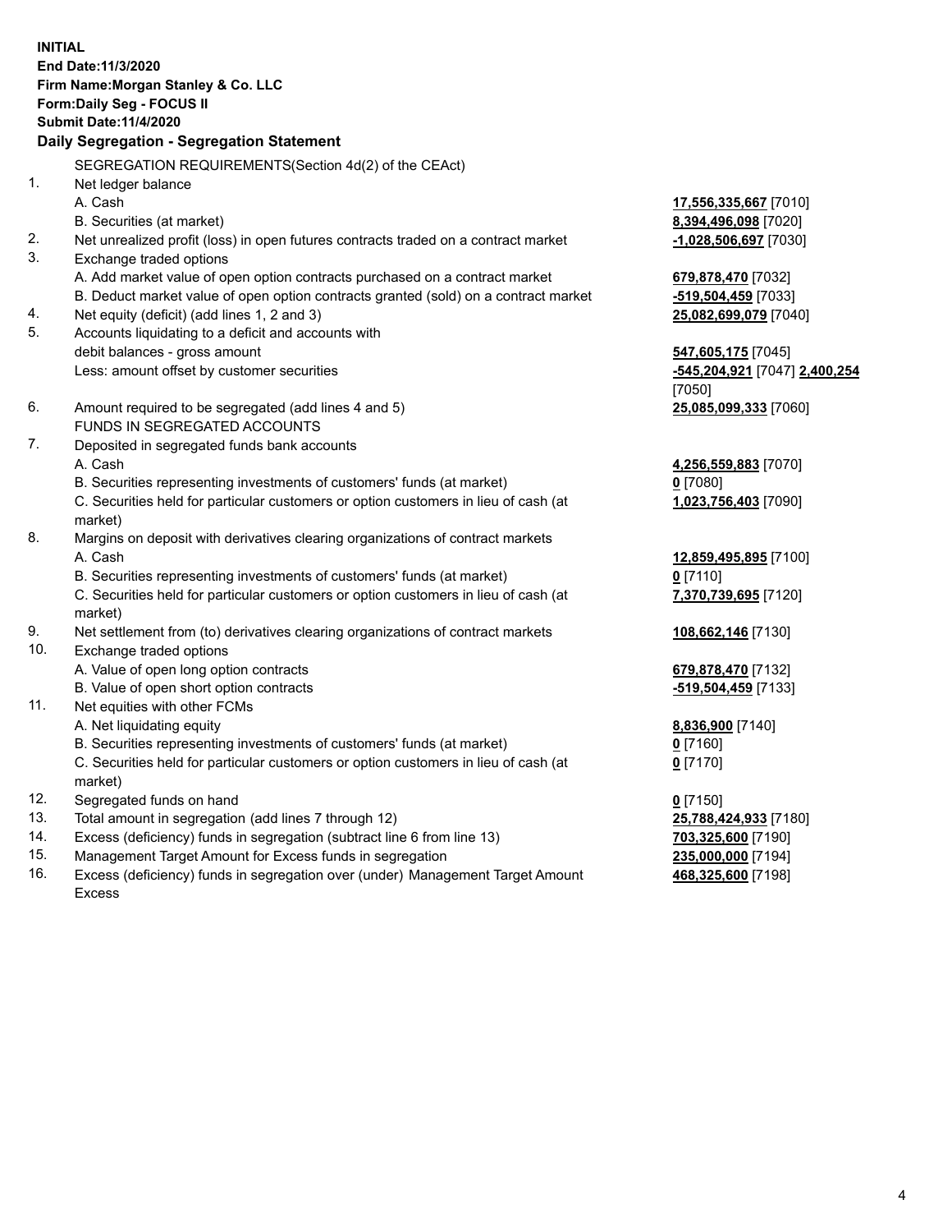**INITIAL**
**End Date:11/3/2020**
**Firm Name:Morgan Stanley & Co. LLC**
**Form:Daily Seg - FOCUS II**
**Submit Date:11/4/2020**

## Daily Segregation - Segregation Statement

| | | |
|---|---|---|
| | SEGREGATION REQUIREMENTS(Section 4d(2) of the CEAct) | |
| 1. | Net ledger balance | |
| | A. Cash | **17,556,335,667** [7010] |
| | B. Securities (at market) | **8,394,496,098** [7020] |
| 2. | Net unrealized profit (loss) in open futures contracts traded on a contract market | **-1,028,506,697** [7030] |
| 3. | Exchange traded options | |
| | A. Add market value of open option contracts purchased on a contract market | **679,878,470** [7032] |
| | B. Deduct market value of open option contracts granted (sold) on a contract market | **-519,504,459** [7033] |
| 4. | Net equity (deficit) (add lines 1, 2 and 3) | **25,082,699,079** [7040] |
| 5. | Accounts liquidating to a deficit and accounts with debit balances - gross amount | **547,605,175** [7045] |
| | Less: amount offset by customer securities | **-545,204,921** [7047] **2,400,254** [7050] |
| 6. | Amount required to be segregated (add lines 4 and 5) | **25,085,099,333** [7060] |
| | FUNDS IN SEGREGATED ACCOUNTS | |
| 7. | Deposited in segregated funds bank accounts | |
| | A. Cash | **4,256,559,883** [7070] |
| | B. Securities representing investments of customers' funds (at market) | **0** [7080] |
| | C. Securities held for particular customers or option customers in lieu of cash (at market) | **1,023,756,403** [7090] |
| 8. | Margins on deposit with derivatives clearing organizations of contract markets | |
| | A. Cash | **12,859,495,895** [7100] |
| | B. Securities representing investments of customers' funds (at market) | **0** [7110] |
| | C. Securities held for particular customers or option customers in lieu of cash (at market) | **7,370,739,695** [7120] |
| 9. | Net settlement from (to) derivatives clearing organizations of contract markets | **108,662,146** [7130] |
| 10. | Exchange traded options | |
| | A. Value of open long option contracts | **679,878,470** [7132] |
| | B. Value of open short option contracts | **-519,504,459** [7133] |
| 11. | Net equities with other FCMs | |
| | A. Net liquidating equity | **8,836,900** [7140] |
| | B. Securities representing investments of customers' funds (at market) | **0** [7160] |
| | C. Securities held for particular customers or option customers in lieu of cash (at market) | **0** [7170] |
| 12. | Segregated funds on hand | **0** [7150] |
| 13. | Total amount in segregation (add lines 7 through 12) | **25,788,424,933** [7180] |
| 14. | Excess (deficiency) funds in segregation (subtract line 6 from line 13) | **703,325,600** [7190] |
| 15. | Management Target Amount for Excess funds in segregation | **235,000,000** [7194] |
| 16. | Excess (deficiency) funds in segregation over (under) Management Target Amount Excess | **468,325,600** [7198] |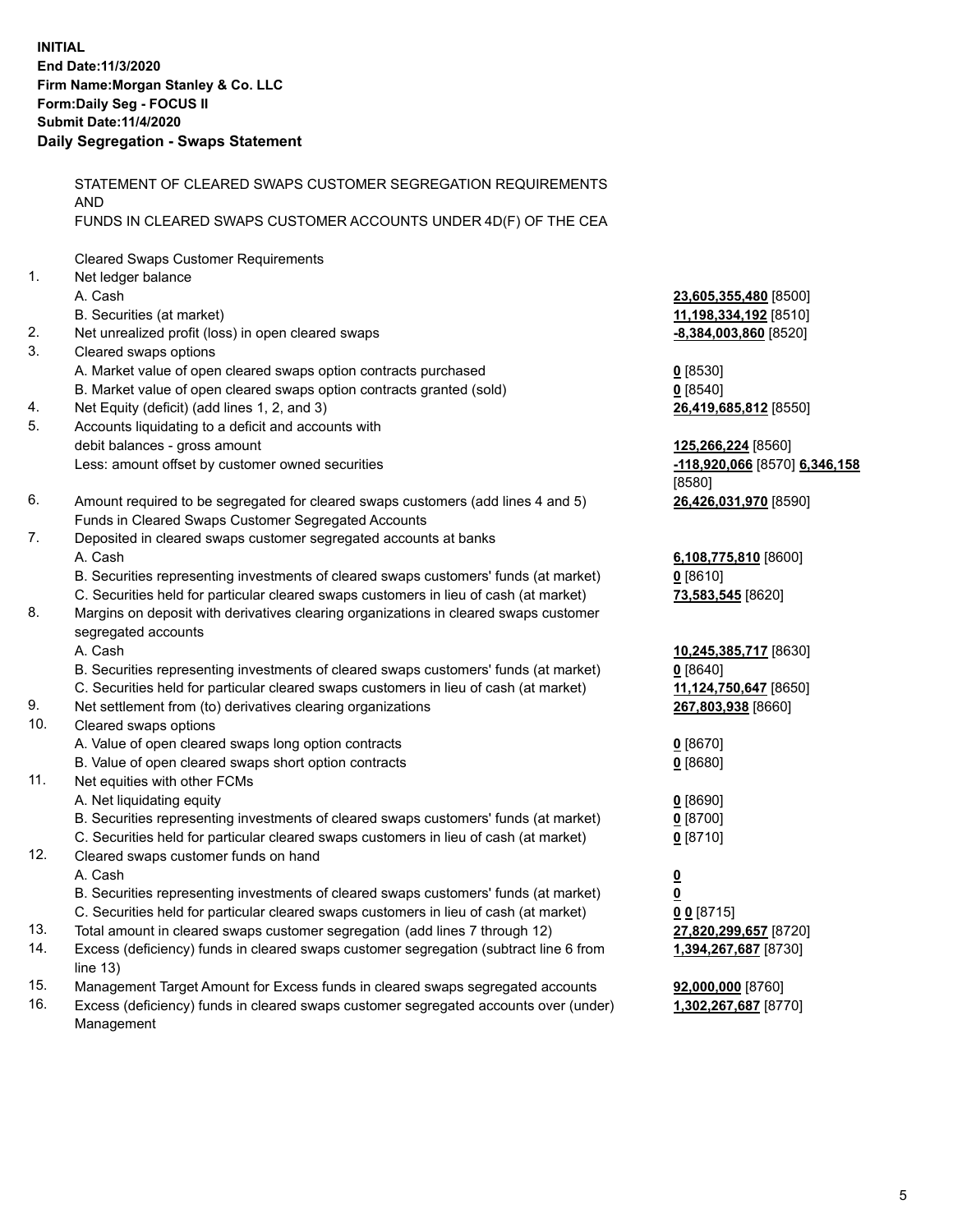**INITIAL**
**End Date:11/3/2020**
**Firm Name:Morgan Stanley & Co. LLC**
**Form:Daily Seg - FOCUS II**
**Submit Date:11/4/2020**
**Daily Segregation - Swaps Statement**

STATEMENT OF CLEARED SWAPS CUSTOMER SEGREGATION REQUIREMENTS AND
FUNDS IN CLEARED SWAPS CUSTOMER ACCOUNTS UNDER 4D(F) OF THE CEA

| | | |
|---|---|---|
| | Cleared Swaps Customer Requirements | |
| 1. | Net ledger balance | |
| | A. Cash | **23,605,355,480** [8500] |
| | B. Securities (at market) | **11,198,334,192** [8510] |
| 2. | Net unrealized profit (loss) in open cleared swaps | **-8,384,003,860** [8520] |
| 3. | Cleared swaps options | |
| | A. Market value of open cleared swaps option contracts purchased | **0** [8530] |
| | B. Market value of open cleared swaps option contracts granted (sold) | **0** [8540] |
| 4. | Net Equity (deficit) (add lines 1, 2, and 3) | **26,419,685,812** [8550] |
| 5. | Accounts liquidating to a deficit and accounts with debit balances - gross amount | **125,266,224** [8560] |
| | Less: amount offset by customer owned securities | **-118,920,066** [8570] **6,346,158** [8580] |
| 6. | Amount required to be segregated for cleared swaps customers (add lines 4 and 5) | **26,426,031,970** [8590] |
| | Funds in Cleared Swaps Customer Segregated Accounts | |
| 7. | Deposited in cleared swaps customer segregated accounts at banks | |
| | A. Cash | **6,108,775,810** [8600] |
| | B. Securities representing investments of cleared swaps customers' funds (at market) | **0** [8610] |
| | C. Securities held for particular cleared swaps customers in lieu of cash (at market) | **73,583,545** [8620] |
| 8. | Margins on deposit with derivatives clearing organizations in cleared swaps customer segregated accounts | |
| | A. Cash | **10,245,385,717** [8630] |
| | B. Securities representing investments of cleared swaps customers' funds (at market) | **0** [8640] |
| | C. Securities held for particular cleared swaps customers in lieu of cash (at market) | **11,124,750,647** [8650] |
| 9. | Net settlement from (to) derivatives clearing organizations | **267,803,938** [8660] |
| 10. | Cleared swaps options | |
| | A. Value of open cleared swaps long option contracts | **0** [8670] |
| | B. Value of open cleared swaps short option contracts | **0** [8680] |
| 11. | Net equities with other FCMs | |
| | A. Net liquidating equity | **0** [8690] |
| | B. Securities representing investments of cleared swaps customers' funds (at market) | **0** [8700] |
| | C. Securities held for particular cleared swaps customers in lieu of cash (at market) | **0** [8710] |
| 12. | Cleared swaps customer funds on hand | |
| | A. Cash | **0** |
| | B. Securities representing investments of cleared swaps customers' funds (at market) | **0** |
| | C. Securities held for particular cleared swaps customers in lieu of cash (at market) | **0** **0** [8715] |
| 13. | Total amount in cleared swaps customer segregation (add lines 7 through 12) | **27,820,299,657** [8720] |
| 14. | Excess (deficiency) funds in cleared swaps customer segregation (subtract line 6 from line 13) | **1,394,267,687** [8730] |
| 15. | Management Target Amount for Excess funds in cleared swaps segregated accounts | **92,000,000** [8760] |
| 16. | Excess (deficiency) funds in cleared swaps customer segregated accounts over (under) Management | **1,302,267,687** [8770] |